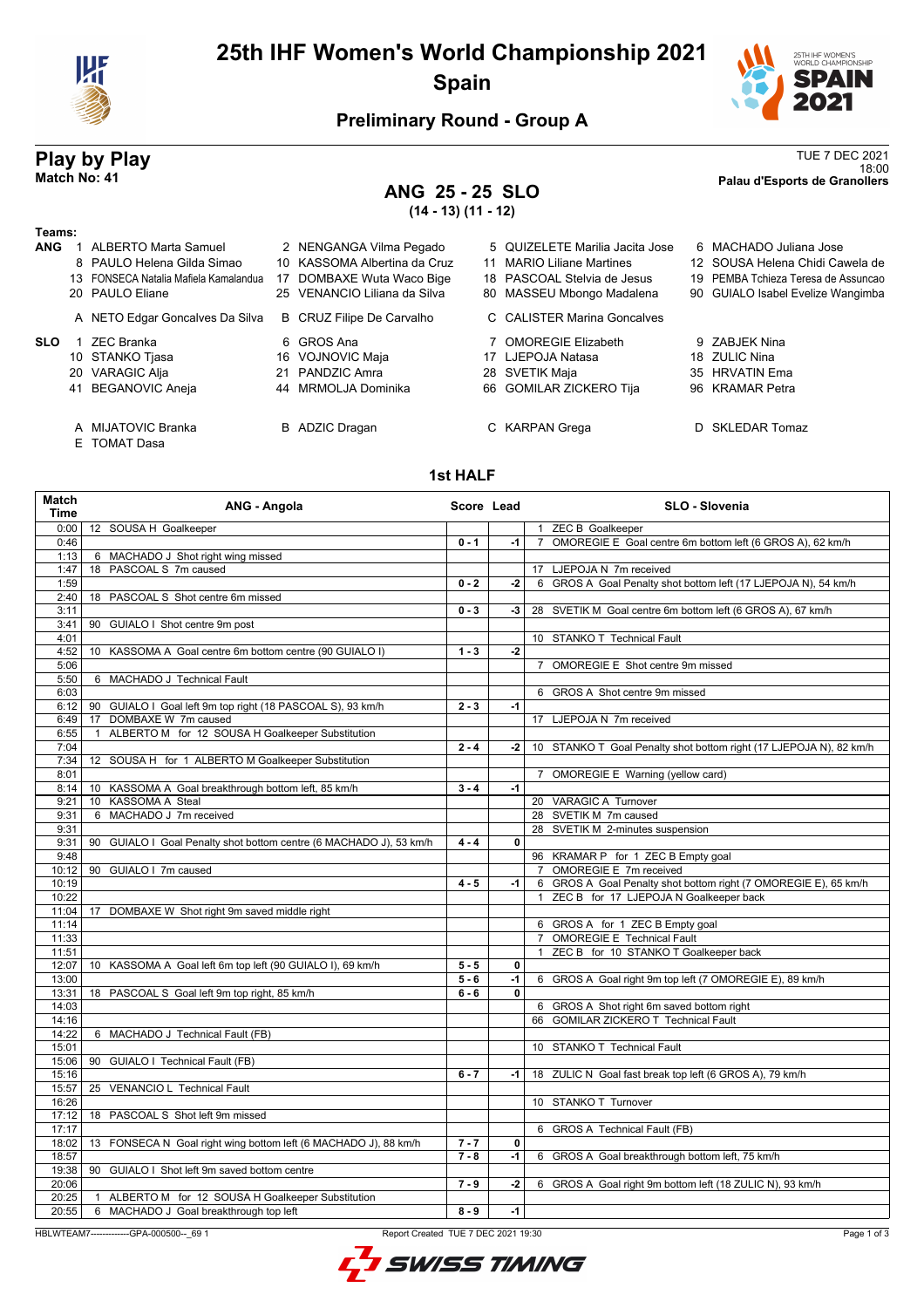# 25th IHF Women's World Championship 2021
## Spain

### Preliminary Round - Group A

## Play by Play

**Match No: 41**

TUE 7 DEC 2021
18:00
**Palau d'Esports de Granollers**

## ANG 25 - 25 SLO
**(14 - 13) (11 - 12)**

**Teams:**

**ANG**
1 ALBERTO Marta Samuel
2 NENGANGA Vilma Pegado
5 QUIZELETE Marilia Jacita Jose
6 MACHADO Juliana Jose
8 PAULO Helena Gilda Simao
10 KASSOMA Albertina da Cruz
11 MARIO Liliane Martines
12 SOUSA Helena Chidi Cawela de
13 FONSECA Natalia Mafiela Kamalandua
17 DOMBAXE Wuta Waco Bige
18 PASCOAL Stelvia de Jesus
19 PEMBA Tchieza Teresa de Assuncao
20 PAULO Eliane
25 VENANCIO Liliana da Silva
80 MASSEU Mbongo Madalena
90 GUIALO Isabel Evelize Wangimba

A NETO Edgar Goncalves Da Silva
B CRUZ Filipe De Carvalho
C CALISTER Marina Goncalves

**SLO**
1 ZEC Branka
6 GROS Ana
7 OMOREGIE Elizabeth
9 ZABJEK Nina
10 STANKO Tjasa
16 VOJNOVIC Maja
17 LJEPOJA Natasa
18 ZULIC Nina
20 VARAGIC Alja
21 PANDZIC Amra
28 SVETIK Maja
35 HRVATIN Ema
41 BEGANOVIC Aneja
44 MRMOLJA Dominika
66 GOMILAR ZICKERO Tija
96 KRAMAR Petra

A MIJATOVIC Branka
B ADZIC Dragan
C KARPAN Grega
D SKLEDAR Tomaz
E TOMAT Dasa

### 1st HALF

| Match Time | ANG - Angola | Score | Lead | SLO - Slovenia |
|---|---|---|---|---|
| 0:00 | 12 SOUSA H Goalkeeper | | | 1 ZEC B Goalkeeper |
| 0:46 | | 0 - 1 | -1 | 7 OMOREGIE E Goal centre 6m bottom left (6 GROS A), 62 km/h |
| 1:13 | 6 MACHADO J Shot right wing missed | | | |
| 1:47 | 18 PASCOAL S 7m caused | | | 17 LJEPOJA N 7m received |
| 1:59 | | 0 - 2 | -2 | 6 GROS A Goal Penalty shot bottom left (17 LJEPOJA N), 54 km/h |
| 2:40 | 18 PASCOAL S Shot centre 6m missed | | | |
| 3:11 | | 0 - 3 | -3 | 28 SVETIK M Goal centre 6m bottom left (6 GROS A), 67 km/h |
| 3:41 | 90 GUIALO I Shot centre 9m post | | | |
| 4:01 | | | | 10 STANKO T Technical Fault |
| 4:52 | 10 KASSOMA A Goal centre 6m bottom centre (90 GUIALO I) | 1 - 3 | -2 | |
| 5:06 | | | | 7 OMOREGIE E Shot centre 9m missed |
| 5:50 | 6 MACHADO J Technical Fault | | | |
| 6:03 | | | | 6 GROS A Shot centre 9m missed |
| 6:12 | 90 GUIALO I Goal left 9m top right (18 PASCOAL S), 93 km/h | 2 - 3 | -1 | |
| 6:49 | 17 DOMBAXE W 7m caused | | | 17 LJEPOJA N 7m received |
| 6:55 | 1 ALBERTO M for 12 SOUSA H Goalkeeper Substitution | | | |
| 7:04 | | 2 - 4 | -2 | 10 STANKO T Goal Penalty shot bottom right (17 LJEPOJA N), 82 km/h |
| 7:34 | 12 SOUSA H for 1 ALBERTO M Goalkeeper Substitution | | | |
| 8:01 | | | | 7 OMOREGIE E Warning (yellow card) |
| 8:14 | 10 KASSOMA A Goal breakthrough bottom left, 85 km/h | 3 - 4 | -1 | |
| 9:21 | 10 KASSOMA A Steal | | | 20 VARAGIC A Turnover |
| 9:31 | 6 MACHADO J 7m received | | | 28 SVETIK M 7m caused |
| 9:31 | | | | 28 SVETIK M 2-minutes suspension |
| 9:31 | 90 GUIALO I Goal Penalty shot bottom centre (6 MACHADO J), 53 km/h | 4 - 4 | 0 | |
| 9:48 | | | | 96 KRAMAR P for 1 ZEC B Empty goal |
| 10:12 | 90 GUIALO I 7m caused | | | 7 OMOREGIE E 7m received |
| 10:19 | | 4 - 5 | -1 | 6 GROS A Goal Penalty shot bottom right (7 OMOREGIE E), 65 km/h |
| 10:22 | | | | 1 ZEC B for 17 LJEPOJA N Goalkeeper back |
| 11:04 | 17 DOMBAXE W Shot right 9m saved middle right | | | |
| 11:14 | | | | 6 GROS A for 1 ZEC B Empty goal |
| 11:33 | | | | 7 OMOREGIE E Technical Fault |
| 11:51 | | | | 1 ZEC B for 10 STANKO T Goalkeeper back |
| 12:07 | 10 KASSOMA A Goal left 6m top left (90 GUIALO I), 69 km/h | 5 - 5 | 0 | |
| 13:00 | | 5 - 6 | -1 | 6 GROS A Goal right 9m top left (7 OMOREGIE E), 89 km/h |
| 13:31 | 18 PASCOAL S Goal left 9m top right, 85 km/h | 6 - 6 | 0 | |
| 14:03 | | | | 6 GROS A Shot right 6m saved bottom right |
| 14:16 | | | | 66 GOMILAR ZICKERO T Technical Fault |
| 14:22 | 6 MACHADO J Technical Fault (FB) | | | |
| 15:01 | | | | 10 STANKO T Technical Fault |
| 15:06 | 90 GUIALO I Technical Fault (FB) | | | |
| 15:16 | | 6 - 7 | -1 | 18 ZULIC N Goal fast break top left (6 GROS A), 79 km/h |
| 15:57 | 25 VENANCIO L Technical Fault | | | |
| 16:26 | | | | 10 STANKO T Turnover |
| 17:12 | 18 PASCOAL S Shot left 9m missed | | | |
| 17:17 | | | | 6 GROS A Technical Fault (FB) |
| 18:02 | 13 FONSECA N Goal right wing bottom left (6 MACHADO J), 88 km/h | 7 - 7 | 0 | |
| 18:57 | | 7 - 8 | -1 | 6 GROS A Goal breakthrough bottom left, 75 km/h |
| 19:38 | 90 GUIALO I Shot left 9m saved bottom centre | | | |
| 20:06 | | 7 - 9 | -2 | 6 GROS A Goal right 9m bottom left (18 ZULIC N), 93 km/h |
| 20:25 | 1 ALBERTO M for 12 SOUSA H Goalkeeper Substitution | | | |
| 20:55 | 6 MACHADO J Goal breakthrough top left | 8 - 9 | -1 | |

HBLWTEAM7-------------GPA-000500--_69 1 Report Created TUE 7 DEC 2021 19:30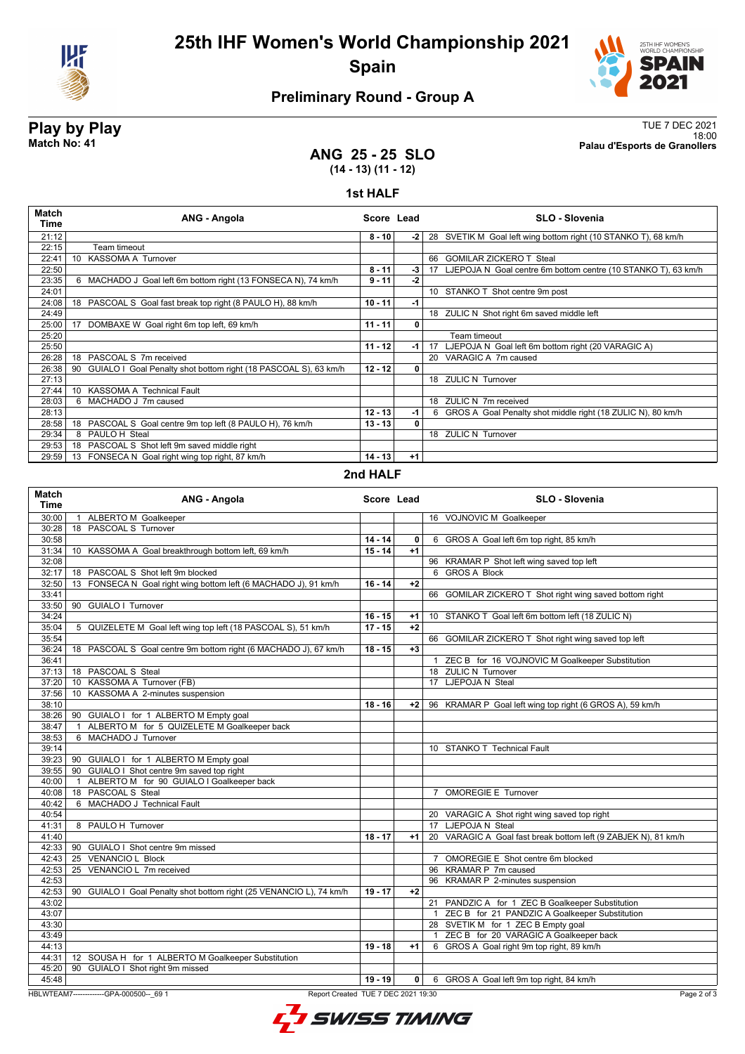# 25th IHF Women's World Championship 2021

## Spain

### Preliminary Round - Group A

**Play by Play**
**Match No: 41**

TUE 7 DEC 2021
18:00
**Palau d'Esports de Granollers**

## ANG 25 - 25 SLO
**(14 - 13) (11 - 12)**

### 1st HALF

| Match Time | ANG - Angola | Score | Lead | SLO - Slovenia |
|---|---|---|---|---|
| 21:12 | | 8 - 10 | -2 | 28 SVETIK M Goal left wing bottom right (10 STANKO T), 68 km/h |
| 22:15 | Team timeout | | | |
| 22:41 | 10 KASSOMA A Turnover | | | 66 GOMILAR ZICKERO T Steal |
| 22:50 | | 8 - 11 | -3 | 17 LJEPOJA N Goal centre 6m bottom centre (10 STANKO T), 63 km/h |
| 23:35 | 6 MACHADO J Goal left 6m bottom right (13 FONSECA N), 74 km/h | 9 - 11 | -2 | |
| 24:01 | | | | 10 STANKO T Shot centre 9m post |
| 24:08 | 18 PASCOAL S Goal fast break top right (8 PAULO H), 88 km/h | 10 - 11 | -1 | |
| 24:49 | | | | 18 ZULIC N Shot right 6m saved middle left |
| 25:00 | 17 DOMBAXE W Goal right 6m top left, 69 km/h | 11 - 11 | 0 | |
| 25:20 | | | | Team timeout |
| 25:50 | | 11 - 12 | -1 | 17 LJEPOJA N Goal left 6m bottom right (20 VARAGIC A) |
| 26:28 | 18 PASCOAL S 7m received | | | 20 VARAGIC A 7m caused |
| 26:38 | 90 GUIALO I Goal Penalty shot bottom right (18 PASCOAL S), 63 km/h | 12 - 12 | 0 | |
| 27:13 | | | | 18 ZULIC N Turnover |
| 27:44 | 10 KASSOMA A Technical Fault | | | |
| 28:03 | 6 MACHADO J 7m caused | | | 18 ZULIC N 7m received |
| 28:13 | | 12 - 13 | -1 | 6 GROS A Goal Penalty shot middle right (18 ZULIC N), 80 km/h |
| 28:58 | 18 PASCOAL S Goal centre 9m top left (8 PAULO H), 76 km/h | 13 - 13 | 0 | |
| 29:34 | 8 PAULO H Steal | | | 18 ZULIC N Turnover |
| 29:53 | 18 PASCOAL S Shot left 9m saved middle right | | | |
| 29:59 | 13 FONSECA N Goal right wing top right, 87 km/h | 14 - 13 | +1 | |

### 2nd HALF

| Match Time | ANG - Angola | Score | Lead | SLO - Slovenia |
|---|---|---|---|---|
| 30:00 | 1 ALBERTO M Goalkeeper | | | 16 VOJNOVIC M Goalkeeper |
| 30:28 | 18 PASCOAL S Turnover | | | |
| 30:58 | | 14 - 14 | 0 | 6 GROS A Goal left 6m top right, 85 km/h |
| 31:34 | 10 KASSOMA A Goal breakthrough bottom left, 69 km/h | 15 - 14 | +1 | |
| 32:08 | | | | 96 KRAMAR P Shot left wing saved top left |
| 32:17 | 18 PASCOAL S Shot left 9m blocked | | | 6 GROS A Block |
| 32:50 | 13 FONSECA N Goal right wing bottom left (6 MACHADO J), 91 km/h | 16 - 14 | +2 | |
| 33:41 | | | | 66 GOMILAR ZICKERO T Shot right wing saved bottom right |
| 33:50 | 90 GUIALO I Turnover | | | |
| 34:24 | | 16 - 15 | +1 | 10 STANKO T Goal left 6m bottom left (18 ZULIC N) |
| 35:04 | 5 QUIZELETE M Goal left wing top left (18 PASCOAL S), 51 km/h | 17 - 15 | +2 | |
| 35:54 | | | | 66 GOMILAR ZICKERO T Shot right wing saved top left |
| 36:24 | 18 PASCOAL S Goal centre 9m bottom right (6 MACHADO J), 67 km/h | 18 - 15 | +3 | |
| 36:41 | | | | 1 ZEC B for 16 VOJNOVIC M Goalkeeper Substitution |
| 37:13 | 18 PASCOAL S Steal | | | 18 ZULIC N Turnover |
| 37:20 | 10 KASSOMA A Turnover (FB) | | | 17 LJEPOJA N Steal |
| 37:56 | 10 KASSOMA A 2-minutes suspension | | | |
| 38:10 | | 18 - 16 | +2 | 96 KRAMAR P Goal left wing top right (6 GROS A), 59 km/h |
| 38:26 | 90 GUIALO I for 1 ALBERTO M Empty goal | | | |
| 38:47 | 1 ALBERTO M for 5 QUIZELETE M Goalkeeper back | | | |
| 38:53 | 6 MACHADO J Turnover | | | |
| 39:14 | | | | 10 STANKO T Technical Fault |
| 39:23 | 90 GUIALO I for 1 ALBERTO M Empty goal | | | |
| 39:55 | 90 GUIALO I Shot centre 9m saved top right | | | |
| 40:00 | 1 ALBERTO M for 90 GUIALO I Goalkeeper back | | | |
| 40:08 | 18 PASCOAL S Steal | | | 7 OMOREGIE E Turnover |
| 40:42 | 6 MACHADO J Technical Fault | | | |
| 40:54 | | | | 20 VARAGIC A Shot right wing saved top right |
| 41:31 | 8 PAULO H Turnover | | | 17 LJEPOJA N Steal |
| 41:40 | | 18 - 17 | +1 | 20 VARAGIC A Goal fast break bottom left (9 ZABJEK N), 81 km/h |
| 42:33 | 90 GUIALO I Shot centre 9m missed | | | |
| 42:43 | 25 VENANCIO L Block | | | 7 OMOREGIE E Shot centre 6m blocked |
| 42:53 | 25 VENANCIO L 7m received | | | 96 KRAMAR P 7m caused |
| 42:53 | | | | 96 KRAMAR P 2-minutes suspension |
| 42:53 | 90 GUIALO I Goal Penalty shot bottom right (25 VENANCIO L), 74 km/h | 19 - 17 | +2 | |
| 43:02 | | | | 21 PANDZIC A for 1 ZEC B Goalkeeper Substitution |
| 43:07 | | | | 1 ZEC B for 21 PANDZIC A Goalkeeper Substitution |
| 43:30 | | | | 28 SVETIK M for 1 ZEC B Empty goal |
| 43:49 | | | | 1 ZEC B for 20 VARAGIC A Goalkeeper back |
| 44:13 | | 19 - 18 | +1 | 6 GROS A Goal right 9m top right, 89 km/h |
| 44:31 | 12 SOUSA H for 1 ALBERTO M Goalkeeper Substitution | | | |
| 45:20 | 90 GUIALO I Shot right 9m missed | | | |
| 45:48 | | 19 - 19 | 0 | 6 GROS A Goal left 9m top right, 84 km/h |

HBLWTEAM7-------------GPA-000500--_69 1 Report Created TUE 7 DEC 2021 19:30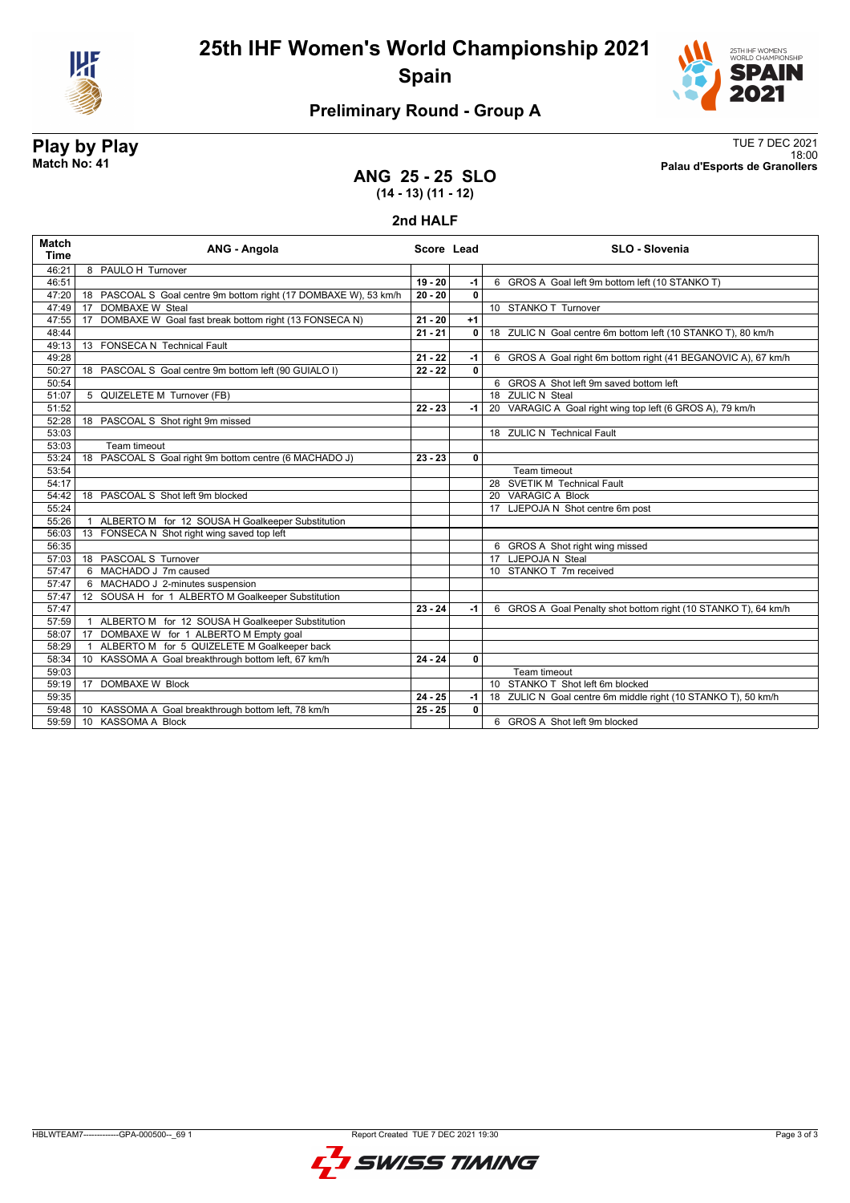# 25th IHF Women's World Championship 2021

## Spain

### Preliminary Round - Group A

**Play by Play**
**Match No: 41**

TUE 7 DEC 2021
18:00
**Palau d'Esports de Granollers**

## ANG 25 - 25 SLO

**(14 - 13) (11 - 12)**

### 2nd HALF

| Match Time | ANG - Angola | Score | Lead | SLO - Slovenia |
|---|---|---|---|---|
| 46:21 | 8 PAULO H Turnover | | | |
| 46:51 | | 19 - 20 | -1 | 6 GROS A Goal left 9m bottom left (10 STANKO T) |
| 47:20 | 18 PASCOAL S Goal centre 9m bottom right (17 DOMBAXE W), 53 km/h | 20 - 20 | 0 | |
| 47:49 | 17 DOMBAXE W Steal | | | 10 STANKO T Turnover |
| 47:55 | 17 DOMBAXE W Goal fast break bottom right (13 FONSECA N) | 21 - 20 | +1 | |
| 48:44 | | 21 - 21 | 0 | 18 ZULIC N Goal centre 6m bottom left (10 STANKO T), 80 km/h |
| 49:13 | 13 FONSECA N Technical Fault | | | |
| 49:28 | | 21 - 22 | -1 | 6 GROS A Goal right 6m bottom right (41 BEGANOVIC A), 67 km/h |
| 50:27 | 18 PASCOAL S Goal centre 9m bottom left (90 GUIALO I) | 22 - 22 | 0 | |
| 50:54 | | | | 6 GROS A Shot left 9m saved bottom left |
| 51:07 | 5 QUIZELETE M Turnover (FB) | | | 18 ZULIC N Steal |
| 51:52 | | 22 - 23 | -1 | 20 VARAGIC A Goal right wing top left (6 GROS A), 79 km/h |
| 52:28 | 18 PASCOAL S Shot right 9m missed | | | |
| 53:03 | | | | 18 ZULIC N Technical Fault |
| 53:03 | Team timeout | | | |
| 53:24 | 18 PASCOAL S Goal right 9m bottom centre (6 MACHADO J) | 23 - 23 | 0 | |
| 53:54 | | | | Team timeout |
| 54:17 | | | | 28 SVETIK M Technical Fault |
| 54:42 | 18 PASCOAL S Shot left 9m blocked | | | 20 VARAGIC A Block |
| 55:24 | | | | 17 LJEPOJA N Shot centre 6m post |
| 55:26 | 1 ALBERTO M for 12 SOUSA H Goalkeeper Substitution | | | |
| 56:03 | 13 FONSECA N Shot right wing saved top left | | | |
| 56:35 | | | | 6 GROS A Shot right wing missed |
| 57:03 | 18 PASCOAL S Turnover | | | 17 LJEPOJA N Steal |
| 57:47 | 6 MACHADO J 7m caused | | | 10 STANKO T 7m received |
| 57:47 | 6 MACHADO J 2-minutes suspension | | | |
| 57:47 | 12 SOUSA H for 1 ALBERTO M Goalkeeper Substitution | | | |
| 57:47 | | 23 - 24 | -1 | 6 GROS A Goal Penalty shot bottom right (10 STANKO T), 64 km/h |
| 57:59 | 1 ALBERTO M for 12 SOUSA H Goalkeeper Substitution | | | |
| 58:07 | 17 DOMBAXE W for 1 ALBERTO M Empty goal | | | |
| 58:29 | 1 ALBERTO M for 5 QUIZELETE M Goalkeeper back | | | |
| 58:34 | 10 KASSOMA A Goal breakthrough bottom left, 67 km/h | 24 - 24 | 0 | |
| 59:03 | | | | Team timeout |
| 59:19 | 17 DOMBAXE W Block | | | 10 STANKO T Shot left 6m blocked |
| 59:35 | | 24 - 25 | -1 | 18 ZULIC N Goal centre 6m middle right (10 STANKO T), 50 km/h |
| 59:48 | 10 KASSOMA A Goal breakthrough bottom left, 78 km/h | 25 - 25 | 0 | |
| 59:59 | 10 KASSOMA A Block | | | 6 GROS A Shot left 9m blocked |

HBLWTEAM7-------------GPA-000500--_69 1 Report Created TUE 7 DEC 2021 19:30